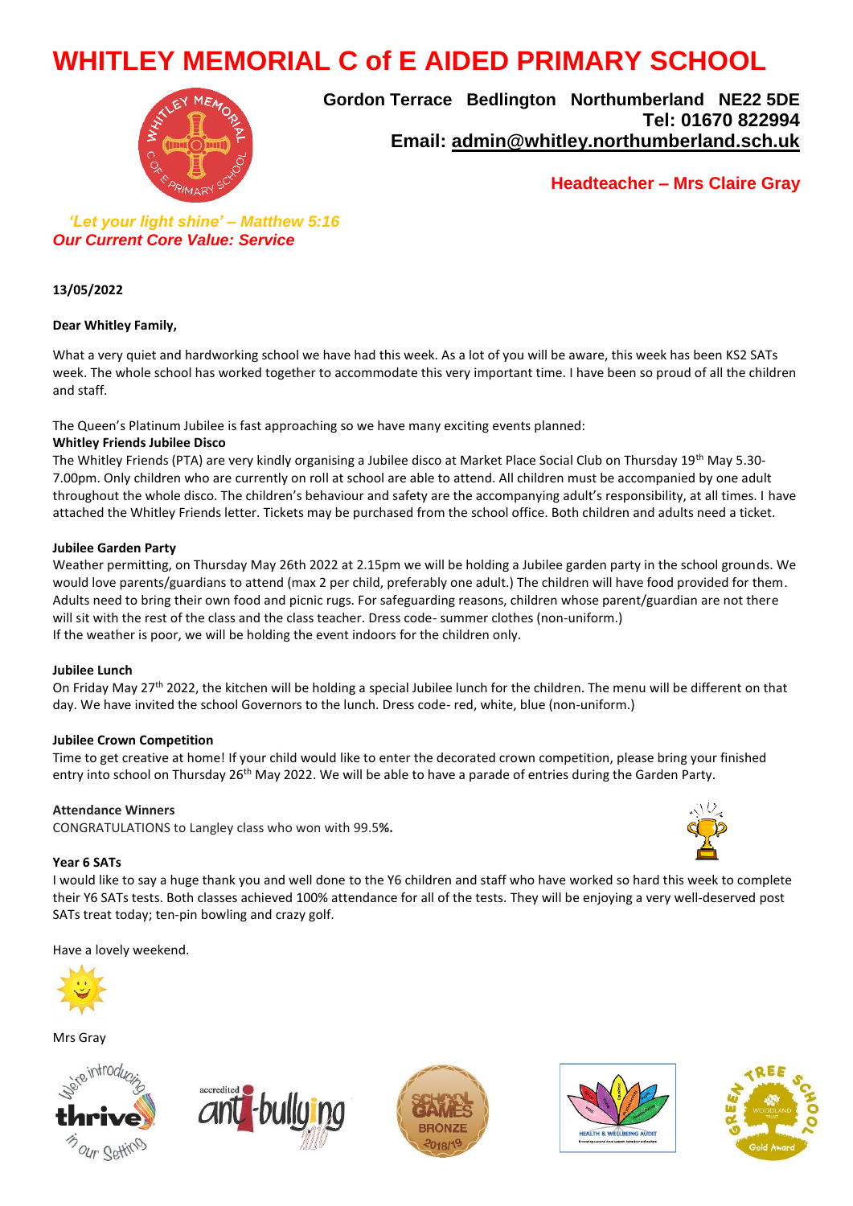# WHITLEY MEMORIAL C of E AIDED PRIMARY SCHOOL

**Gordon Terrace Bedlington Northumberland NE22 5DE**
**Tel: 01670 822994**
**Email: admin@whitley.northumberland.sch.uk**

**Headteacher – Mrs Claire Gray**

***'Let your light shine' – Matthew 5:16***
***Our Current Core Value: Service***

**13/05/2022**

**Dear Whitley Family,**

What a very quiet and hardworking school we have had this week. As a lot of you will be aware, this week has been KS2 SATs week. The whole school has worked together to accommodate this very important time. I have been so proud of all the children and staff.

The Queen's Platinum Jubilee is fast approaching so we have many exciting events planned:

**Whitley Friends Jubilee Disco**

The Whitley Friends (PTA) are very kindly organising a Jubilee disco at Market Place Social Club on Thursday 19th May 5.30-7.00pm. Only children who are currently on roll at school are able to attend. All children must be accompanied by one adult throughout the whole disco. The children's behaviour and safety are the accompanying adult's responsibility, at all times. I have attached the Whitley Friends letter. Tickets may be purchased from the school office. Both children and adults need a ticket.

**Jubilee Garden Party**

Weather permitting, on Thursday May 26th 2022 at 2.15pm we will be holding a Jubilee garden party in the school grounds. We would love parents/guardians to attend (max 2 per child, preferably one adult.) The children will have food provided for them. Adults need to bring their own food and picnic rugs. For safeguarding reasons, children whose parent/guardian are not there will sit with the rest of the class and the class teacher. Dress code- summer clothes (non-uniform.)
If the weather is poor, we will be holding the event indoors for the children only.

**Jubilee Lunch**

On Friday May 27th 2022, the kitchen will be holding a special Jubilee lunch for the children. The menu will be different on that day. We have invited the school Governors to the lunch. Dress code- red, white, blue (non-uniform.)

**Jubilee Crown Competition**

Time to get creative at home! If your child would like to enter the decorated crown competition, please bring your finished entry into school on Thursday 26th May 2022. We will be able to have a parade of entries during the Garden Party.

**Attendance Winners**

CONGRATULATIONS to Langley class who won with 99.5**%.**

**Year 6 SATs**

I would like to say a huge thank you and well done to the Y6 children and staff who have worked so hard this week to complete their Y6 SATs tests. Both classes achieved 100% attendance for all of the tests. They will be enjoying a very well-deserved post SATs treat today; ten-pin bowling and crazy golf.

Have a lovely weekend.

Mrs Gray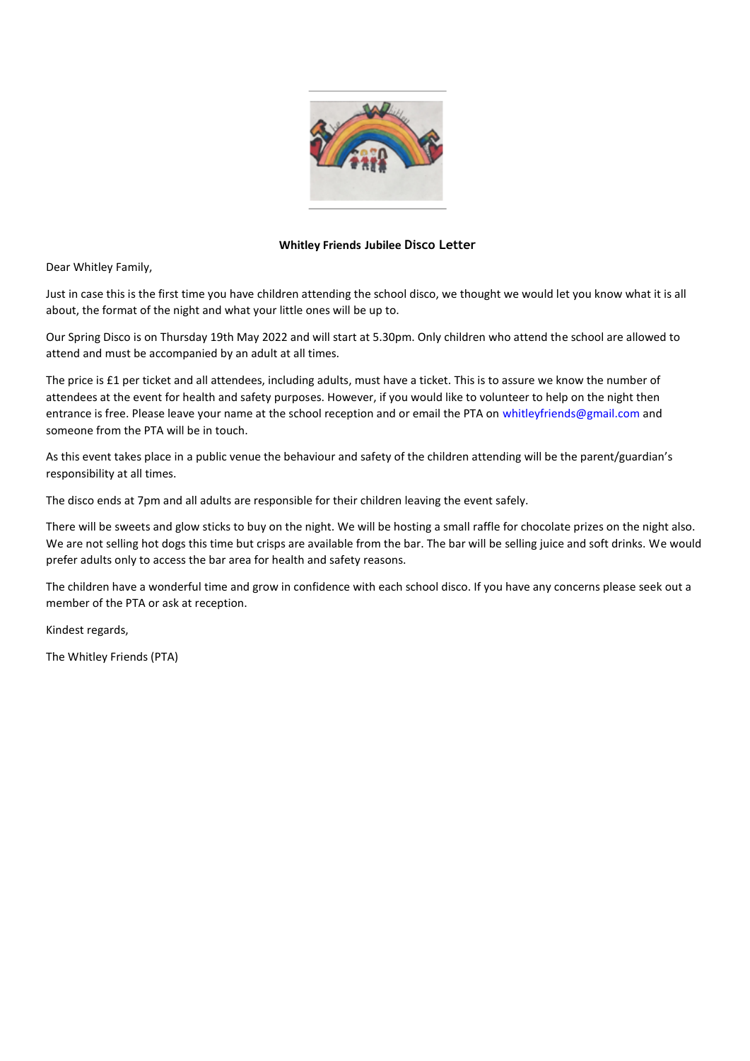**Whitley Friends Jubilee Disco Letter**

Dear Whitley Family,

Just in case this is the first time you have children attending the school disco, we thought we would let you know what it is all about, the format of the night and what your little ones will be up to.

Our Spring Disco is on Thursday 19th May 2022 and will start at 5.30pm. Only children who attend the school are allowed to attend and must be accompanied by an adult at all times.

The price is £1 per ticket and all attendees, including adults, must have a ticket. This is to assure we know the number of attendees at the event for health and safety purposes. However, if you would like to volunteer to help on the night then entrance is free. Please leave your name at the school reception and or email the PTA on whitleyfriends@gmail.com and someone from the PTA will be in touch.

As this event takes place in a public venue the behaviour and safety of the children attending will be the parent/guardian's responsibility at all times.

The disco ends at 7pm and all adults are responsible for their children leaving the event safely.

There will be sweets and glow sticks to buy on the night. We will be hosting a small raffle for chocolate prizes on the night also. We are not selling hot dogs this time but crisps are available from the bar. The bar will be selling juice and soft drinks. We would prefer adults only to access the bar area for health and safety reasons.

The children have a wonderful time and grow in confidence with each school disco. If you have any concerns please seek out a member of the PTA or ask at reception.

Kindest regards,

The Whitley Friends (PTA)